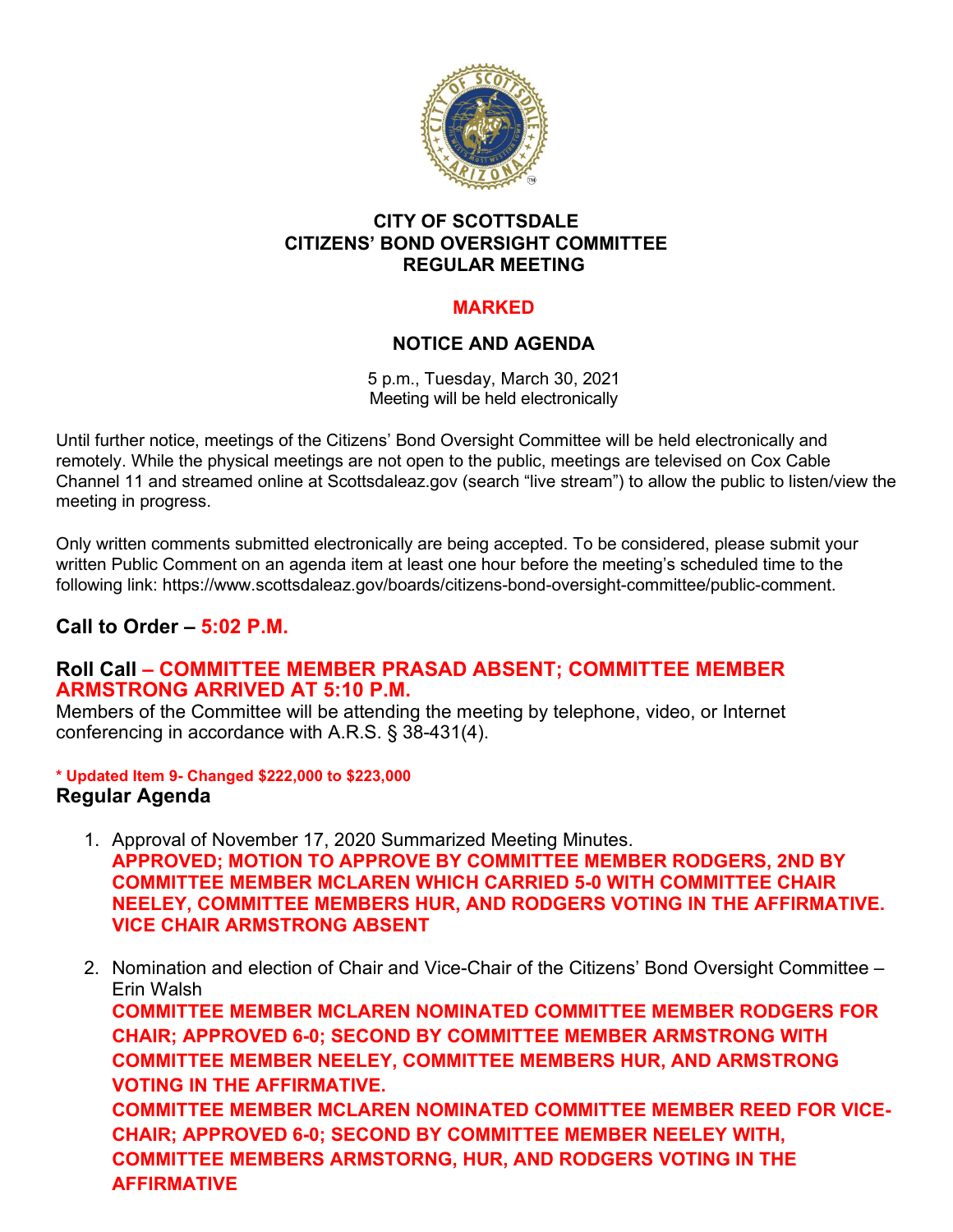# CITY OF SCOTTSDALE
# CITIZENS' BOND OVERSIGHT COMMITTEE
# REGULAR MEETING

## MARKED

## NOTICE AND AGENDA

5 p.m., Tuesday, March 30, 2021
Meeting will be held electronically

Until further notice, meetings of the Citizens' Bond Oversight Committee will be held electronically and remotely. While the physical meetings are not open to the public, meetings are televised on Cox Cable Channel 11 and streamed online at Scottsdaleaz.gov (search "live stream") to allow the public to listen/view the meeting in progress.

Only written comments submitted electronically are being accepted. To be considered, please submit your written Public Comment on an agenda item at least one hour before the meeting's scheduled time to the following link: https://www.scottsdaleaz.gov/boards/citizens-bond-oversight-committee/public-comment.

## Call to Order – 5:02 P.M.

## Roll Call – COMMITTEE MEMBER PRASAD ABSENT; COMMITTEE MEMBER ARMSTRONG ARRIVED AT 5:10 P.M.

Members of the Committee will be attending the meeting by telephone, video, or Internet conferencing in accordance with A.R.S. § 38-431(4).

**\* Updated Item 9- Changed $222,000 to $223,000**

## Regular Agenda

1. Approval of November 17, 2020 Summarized Meeting Minutes.
   **APPROVED; MOTION TO APPROVE BY COMMITTEE MEMBER RODGERS, 2ND BY COMMITTEE MEMBER MCLAREN WHICH CARRIED 5-0 WITH COMMITTEE CHAIR NEELEY, COMMITTEE MEMBERS HUR, AND RODGERS VOTING IN THE AFFIRMATIVE. VICE CHAIR ARMSTRONG ABSENT**

2. Nomination and election of Chair and Vice-Chair of the Citizens' Bond Oversight Committee – Erin Walsh
   **COMMITTEE MEMBER MCLAREN NOMINATED COMMITTEE MEMBER RODGERS FOR CHAIR; APPROVED 6-0; SECOND BY COMMITTEE MEMBER ARMSTRONG WITH COMMITTEE MEMBER NEELEY, COMMITTEE MEMBERS HUR, AND ARMSTRONG VOTING IN THE AFFIRMATIVE.**
   **COMMITTEE MEMBER MCLAREN NOMINATED COMMITTEE MEMBER REED FOR VICE-CHAIR; APPROVED 6-0; SECOND BY COMMITTEE MEMBER NEELEY WITH, COMMITTEE MEMBERS ARMSTORNG, HUR, AND RODGERS VOTING IN THE AFFIRMATIVE**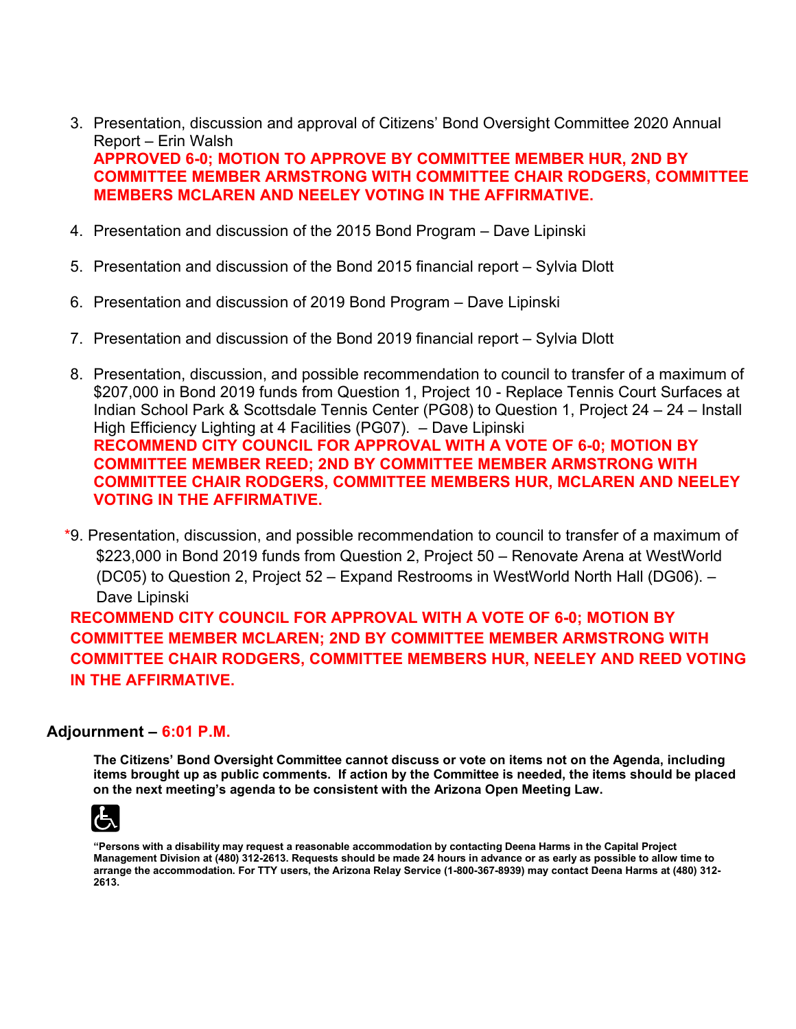3. Presentation, discussion and approval of Citizens' Bond Oversight Committee 2020 Annual Report – Erin Walsh
   **APPROVED 6-0; MOTION TO APPROVE BY COMMITTEE MEMBER HUR, 2ND BY COMMITTEE MEMBER ARMSTRONG WITH COMMITTEE CHAIR RODGERS, COMMITTEE MEMBERS MCLAREN AND NEELEY VOTING IN THE AFFIRMATIVE.**

4. Presentation and discussion of the 2015 Bond Program – Dave Lipinski

5. Presentation and discussion of the Bond 2015 financial report – Sylvia Dlott

6. Presentation and discussion of 2019 Bond Program – Dave Lipinski

7. Presentation and discussion of the Bond 2019 financial report – Sylvia Dlott

8. Presentation, discussion, and possible recommendation to council to transfer of a maximum of $207,000 in Bond 2019 funds from Question 1, Project 10 - Replace Tennis Court Surfaces at Indian School Park & Scottsdale Tennis Center (PG08) to Question 1, Project 24 – 24 – Install High Efficiency Lighting at 4 Facilities (PG07). – Dave Lipinski
   **RECOMMEND CITY COUNCIL FOR APPROVAL WITH A VOTE OF 6-0; MOTION BY COMMITTEE MEMBER REED; 2ND BY COMMITTEE MEMBER ARMSTRONG WITH COMMITTEE CHAIR RODGERS, COMMITTEE MEMBERS HUR, MCLAREN AND NEELEY VOTING IN THE AFFIRMATIVE.**

*9. Presentation, discussion, and possible recommendation to council to transfer of a maximum of $223,000 in Bond 2019 funds from Question 2, Project 50 – Renovate Arena at WestWorld (DC05) to Question 2, Project 52 – Expand Restrooms in WestWorld North Hall (DG06). – Dave Lipinski

**RECOMMEND CITY COUNCIL FOR APPROVAL WITH A VOTE OF 6-0; MOTION BY COMMITTEE MEMBER MCLAREN; 2ND BY COMMITTEE MEMBER ARMSTRONG WITH COMMITTEE CHAIR RODGERS, COMMITTEE MEMBERS HUR, NEELEY AND REED VOTING IN THE AFFIRMATIVE.**

**Adjournment – 6:01 P.M.**

**The Citizens' Bond Oversight Committee cannot discuss or vote on items not on the Agenda, including items brought up as public comments. If action by the Committee is needed, the items should be placed on the next meeting's agenda to be consistent with the Arizona Open Meeting Law.**

**"Persons with a disability may request a reasonable accommodation by contacting Deena Harms in the Capital Project Management Division at (480) 312-2613. Requests should be made 24 hours in advance or as early as possible to allow time to arrange the accommodation. For TTY users, the Arizona Relay Service (1-800-367-8939) may contact Deena Harms at (480) 312-2613.**